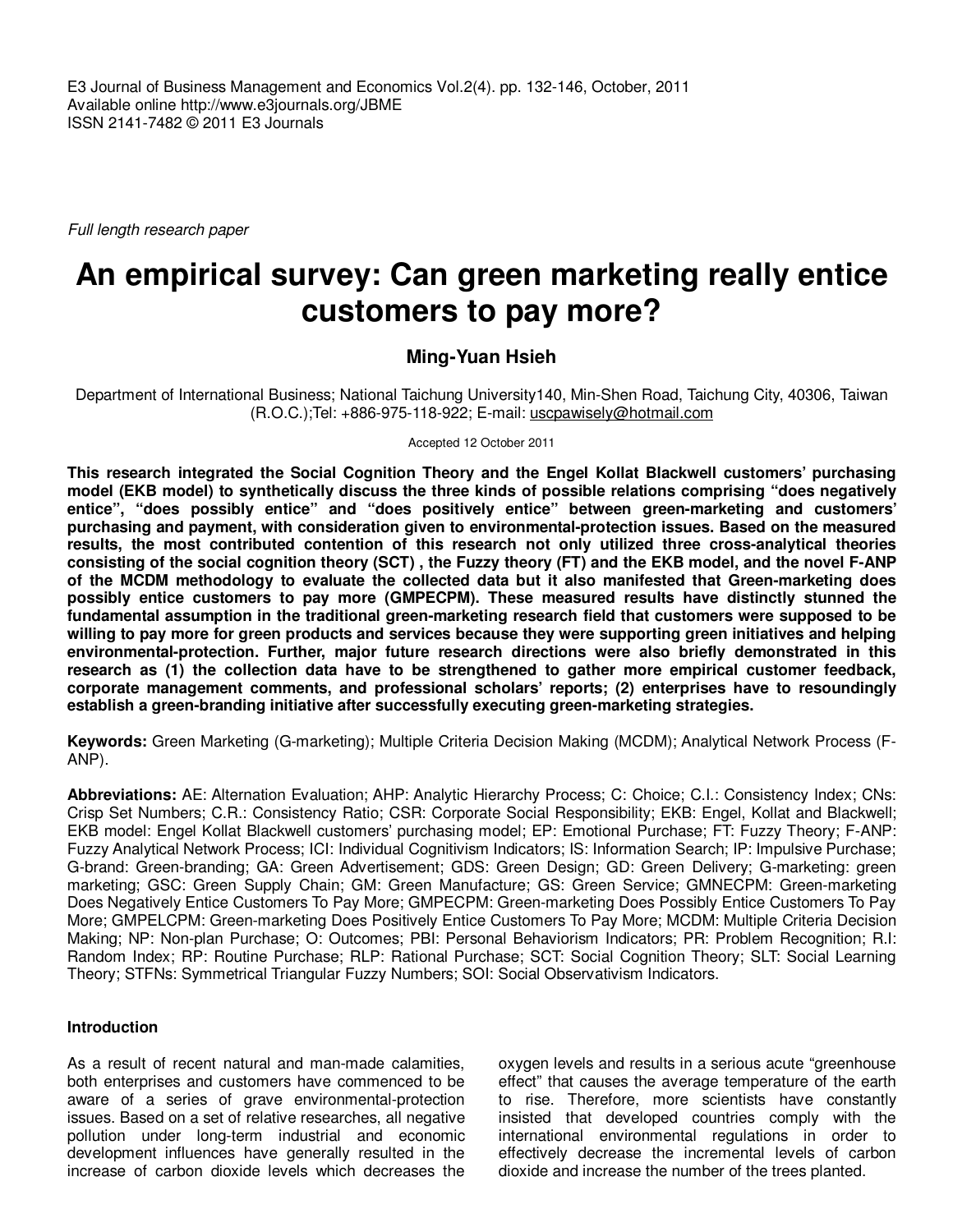E3 Journal of Business Management and Economics Vol.2(4). pp. 132-146, October, 2011
Available online http://www.e3journals.org/JBME
ISSN 2141-7482 © 2011 E3 Journals

*Full length research paper*

# An empirical survey: Can green marketing really entice customers to pay more?

**Ming-Yuan Hsieh**

Department of International Business; National Taichung University140, Min-Shen Road, Taichung City, 40306, Taiwan (R.O.C.);Tel: +886-975-118-922; E-mail: uscpawisely@hotmail.com

Accepted 12 October 2011

**This research integrated the Social Cognition Theory and the Engel Kollat Blackwell customers' purchasing model (EKB model) to synthetically discuss the three kinds of possible relations comprising "does negatively entice", "does possibly entice" and "does positively entice" between green-marketing and customers' purchasing and payment, with consideration given to environmental-protection issues. Based on the measured results, the most contributed contention of this research not only utilized three cross-analytical theories consisting of the social cognition theory (SCT) , the Fuzzy theory (FT) and the EKB model, and the novel F-ANP of the MCDM methodology to evaluate the collected data but it also manifested that Green-marketing does possibly entice customers to pay more (GMPECPM). These measured results have distinctly stunned the fundamental assumption in the traditional green-marketing research field that customers were supposed to be willing to pay more for green products and services because they were supporting green initiatives and helping environmental-protection. Further, major future research directions were also briefly demonstrated in this research as (1) the collection data have to be strengthened to gather more empirical customer feedback, corporate management comments, and professional scholars' reports; (2) enterprises have to resoundingly establish a green-branding initiative after successfully executing green-marketing strategies.**

**Keywords:** Green Marketing (G-marketing); Multiple Criteria Decision Making (MCDM); Analytical Network Process (F-ANP).

**Abbreviations:** AE: Alternation Evaluation; AHP: Analytic Hierarchy Process; C: Choice; C.I.: Consistency Index; CNs: Crisp Set Numbers; C.R.: Consistency Ratio; CSR: Corporate Social Responsibility; EKB: Engel, Kollat and Blackwell; EKB model: Engel Kollat Blackwell customers' purchasing model; EP: Emotional Purchase; FT: Fuzzy Theory; F-ANP: Fuzzy Analytical Network Process; ICI: Individual Cognitivism Indicators; IS: Information Search; IP: Impulsive Purchase; G-brand: Green-branding; GA: Green Advertisement; GDS: Green Design; GD: Green Delivery; G-marketing: green marketing; GSC: Green Supply Chain; GM: Green Manufacture; GS: Green Service; GMNECPM: Green-marketing Does Negatively Entice Customers To Pay More; GMPECPM: Green-marketing Does Possibly Entice Customers To Pay More; GMPELCPM: Green-marketing Does Positively Entice Customers To Pay More; MCDM: Multiple Criteria Decision Making; NP: Non-plan Purchase; O: Outcomes; PBI: Personal Behaviorism Indicators; PR: Problem Recognition; R.I: Random Index; RP: Routine Purchase; RLP: Rational Purchase; SCT: Social Cognition Theory; SLT: Social Learning Theory; STFNs: Symmetrical Triangular Fuzzy Numbers; SOI: Social Observativism Indicators.

## Introduction

As a result of recent natural and man-made calamities, both enterprises and customers have commenced to be aware of a series of grave environmental-protection issues. Based on a set of relative researches, all negative pollution under long-term industrial and economic development influences have generally resulted in the increase of carbon dioxide levels which decreases the oxygen levels and results in a serious acute "greenhouse effect" that causes the average temperature of the earth to rise. Therefore, more scientists have constantly insisted that developed countries comply with the international environmental regulations in order to effectively decrease the incremental levels of carbon dioxide and increase the number of the trees planted.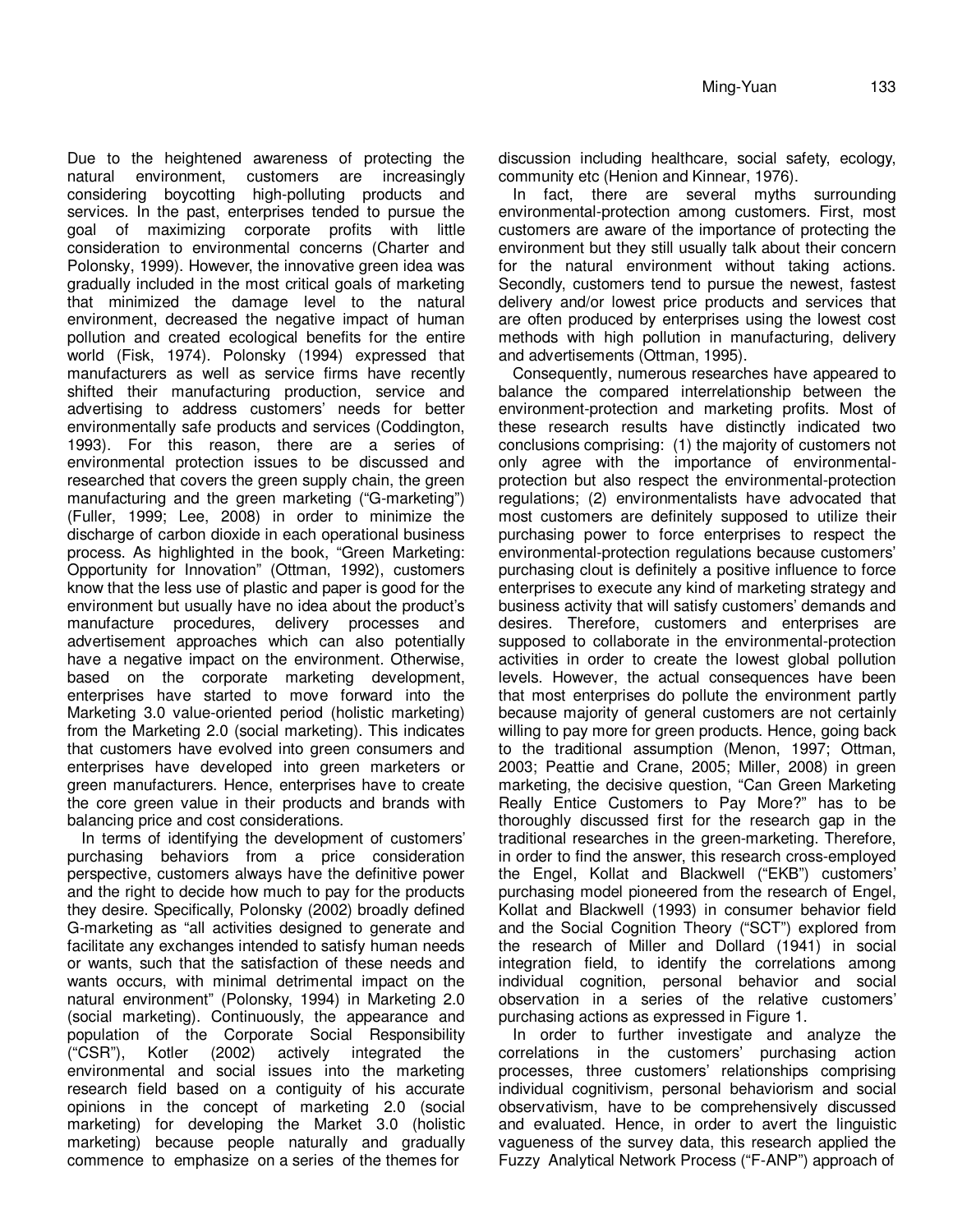Due to the heightened awareness of protecting the natural environment, customers are increasingly considering boycotting high-polluting products and services. In the past, enterprises tended to pursue the goal of maximizing corporate profits with little consideration to environmental concerns (Charter and Polonsky, 1999). However, the innovative green idea was gradually included in the most critical goals of marketing that minimized the damage level to the natural environment, decreased the negative impact of human pollution and created ecological benefits for the entire world (Fisk, 1974). Polonsky (1994) expressed that manufacturers as well as service firms have recently shifted their manufacturing production, service and advertising to address customers' needs for better environmentally safe products and services (Coddington, 1993). For this reason, there are a series of environmental protection issues to be discussed and researched that covers the green supply chain, the green manufacturing and the green marketing ("G-marketing") (Fuller, 1999; Lee, 2008) in order to minimize the discharge of carbon dioxide in each operational business process. As highlighted in the book, "Green Marketing: Opportunity for Innovation" (Ottman, 1992), customers know that the less use of plastic and paper is good for the environment but usually have no idea about the product's manufacture procedures, delivery processes and advertisement approaches which can also potentially have a negative impact on the environment. Otherwise, based on the corporate marketing development, enterprises have started to move forward into the Marketing 3.0 value-oriented period (holistic marketing) from the Marketing 2.0 (social marketing). This indicates that customers have evolved into green consumers and enterprises have developed into green marketers or green manufacturers. Hence, enterprises have to create the core green value in their products and brands with balancing price and cost considerations.

In terms of identifying the development of customers' purchasing behaviors from a price consideration perspective, customers always have the definitive power and the right to decide how much to pay for the products they desire. Specifically, Polonsky (2002) broadly defined G-marketing as "all activities designed to generate and facilitate any exchanges intended to satisfy human needs or wants, such that the satisfaction of these needs and wants occurs, with minimal detrimental impact on the natural environment" (Polonsky, 1994) in Marketing 2.0 (social marketing). Continuously, the appearance and population of the Corporate Social Responsibility ("CSR"), Kotler (2002) actively integrated the environmental and social issues into the marketing research field based on a contiguity of his accurate opinions in the concept of marketing 2.0 (social marketing) for developing the Market 3.0 (holistic marketing) because people naturally and gradually commence to emphasize on a series of the themes for discussion including healthcare, social safety, ecology, community etc (Henion and Kinnear, 1976).

In fact, there are several myths surrounding environmental-protection among customers. First, most customers are aware of the importance of protecting the environment but they still usually talk about their concern for the natural environment without taking actions. Secondly, customers tend to pursue the newest, fastest delivery and/or lowest price products and services that are often produced by enterprises using the lowest cost methods with high pollution in manufacturing, delivery and advertisements (Ottman, 1995).

Consequently, numerous researches have appeared to balance the compared interrelationship between the environment-protection and marketing profits. Most of these research results have distinctly indicated two conclusions comprising: (1) the majority of customers not only agree with the importance of environmental-protection but also respect the environmental-protection regulations; (2) environmentalists have advocated that most customers are definitely supposed to utilize their purchasing power to force enterprises to respect the environmental-protection regulations because customers' purchasing clout is definitely a positive influence to force enterprises to execute any kind of marketing strategy and business activity that will satisfy customers' demands and desires. Therefore, customers and enterprises are supposed to collaborate in the environmental-protection activities in order to create the lowest global pollution levels. However, the actual consequences have been that most enterprises do pollute the environment partly because majority of general customers are not certainly willing to pay more for green products. Hence, going back to the traditional assumption (Menon, 1997; Ottman, 2003; Peattie and Crane, 2005; Miller, 2008) in green marketing, the decisive question, "Can Green Marketing Really Entice Customers to Pay More?" has to be thoroughly discussed first for the research gap in the traditional researches in the green-marketing. Therefore, in order to find the answer, this research cross-employed the Engel, Kollat and Blackwell ("EKB") customers' purchasing model pioneered from the research of Engel, Kollat and Blackwell (1993) in consumer behavior field and the Social Cognition Theory ("SCT") explored from the research of Miller and Dollard (1941) in social integration field, to identify the correlations among individual cognition, personal behavior and social observation in a series of the relative customers' purchasing actions as expressed in Figure 1.

In order to further investigate and analyze the correlations in the customers' purchasing action processes, three customers' relationships comprising individual cognitivism, personal behaviorism and social observativism, have to be comprehensively discussed and evaluated. Hence, in order to avert the linguistic vagueness of the survey data, this research applied the Fuzzy Analytical Network Process ("F-ANP") approach of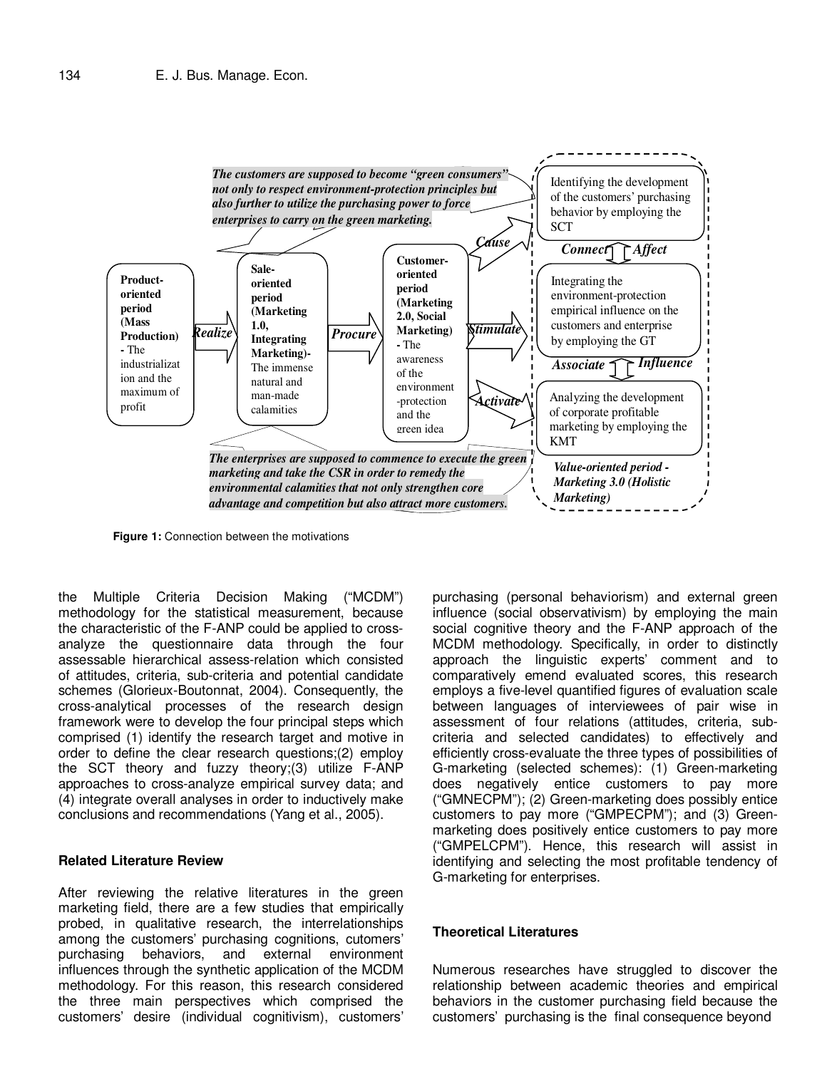*The customers are supposed to become "green consumers" not only to respect environment-protection principles but also further to utilize the purchasing power to force enterprises to carry on the green marketing.*

**Product-oriented period (Mass Production)** - The industrialization and the maximum of profit

*Realize*

**Sale-oriented period (Marketing 1.0, Integrating Marketing)-** The immense natural and man-made calamities

*Procure*

**Customer-oriented period (Marketing 2.0, Social Marketing)** - The awareness of the environment-protection and the green idea

*Cause* · *Stimulate* · *Activate*

Identifying the development of the customers' purchasing behavior by employing the SCT

*Connect* · *Affect*

Integrating the environment-protection empirical influence on the customers and enterprise by employing the GT

*Associate* · *Influence*

Analyzing the development of corporate profitable marketing by employing the KMT

*Value-oriented period - Marketing 3.0 (Holistic Marketing)*

*The enterprises are supposed to commence to execute the green marketing and take the CSR in order to remedy the environmental calamities that not only strengthen core advantage and competition but also attract more customers.*

**Figure 1:** Connection between the motivations

the Multiple Criteria Decision Making ("MCDM") methodology for the statistical measurement, because the characteristic of the F-ANP could be applied to cross-analyze the questionnaire data through the four assessable hierarchical assess-relation which consisted of attitudes, criteria, sub-criteria and potential candidate schemes (Glorieux-Boutonnat, 2004). Consequently, the cross-analytical processes of the research design framework were to develop the four principal steps which comprised (1) identify the research target and motive in order to define the clear research questions;(2) employ the SCT theory and fuzzy theory;(3) utilize F-ANP approaches to cross-analyze empirical survey data; and (4) integrate overall analyses in order to inductively make conclusions and recommendations (Yang et al., 2005).

## Related Literature Review

After reviewing the relative literatures in the green marketing field, there are a few studies that empirically probed, in qualitative research, the interrelationships among the customers' purchasing cognitions, cutomers' purchasing behaviors, and external environment influences through the synthetic application of the MCDM methodology. For this reason, this research considered the three main perspectives which comprised the customers' desire (individual cognitivism), customers' purchasing (personal behaviorism) and external green influence (social observativism) by employing the main social cognitive theory and the F-ANP approach of the MCDM methodology. Specifically, in order to distinctly approach the linguistic experts' comment and to comparatively emend evaluated scores, this research employs a five-level quantified figures of evaluation scale between languages of interviewees of pair wise in assessment of four relations (attitudes, criteria, sub-criteria and selected candidates) to effectively and efficiently cross-evaluate the three types of possibilities of G-marketing (selected schemes): (1) Green-marketing does negatively entice customers to pay more ("GMNECPM"); (2) Green-marketing does possibly entice customers to pay more ("GMPECPM"); and (3) Green-marketing does positively entice customers to pay more ("GMPELCPM"). Hence, this research will assist in identifying and selecting the most profitable tendency of G-marketing for enterprises.

## Theoretical Literatures

Numerous researches have struggled to discover the relationship between academic theories and empirical behaviors in the customer purchasing field because the customers' purchasing is the final consequence beyond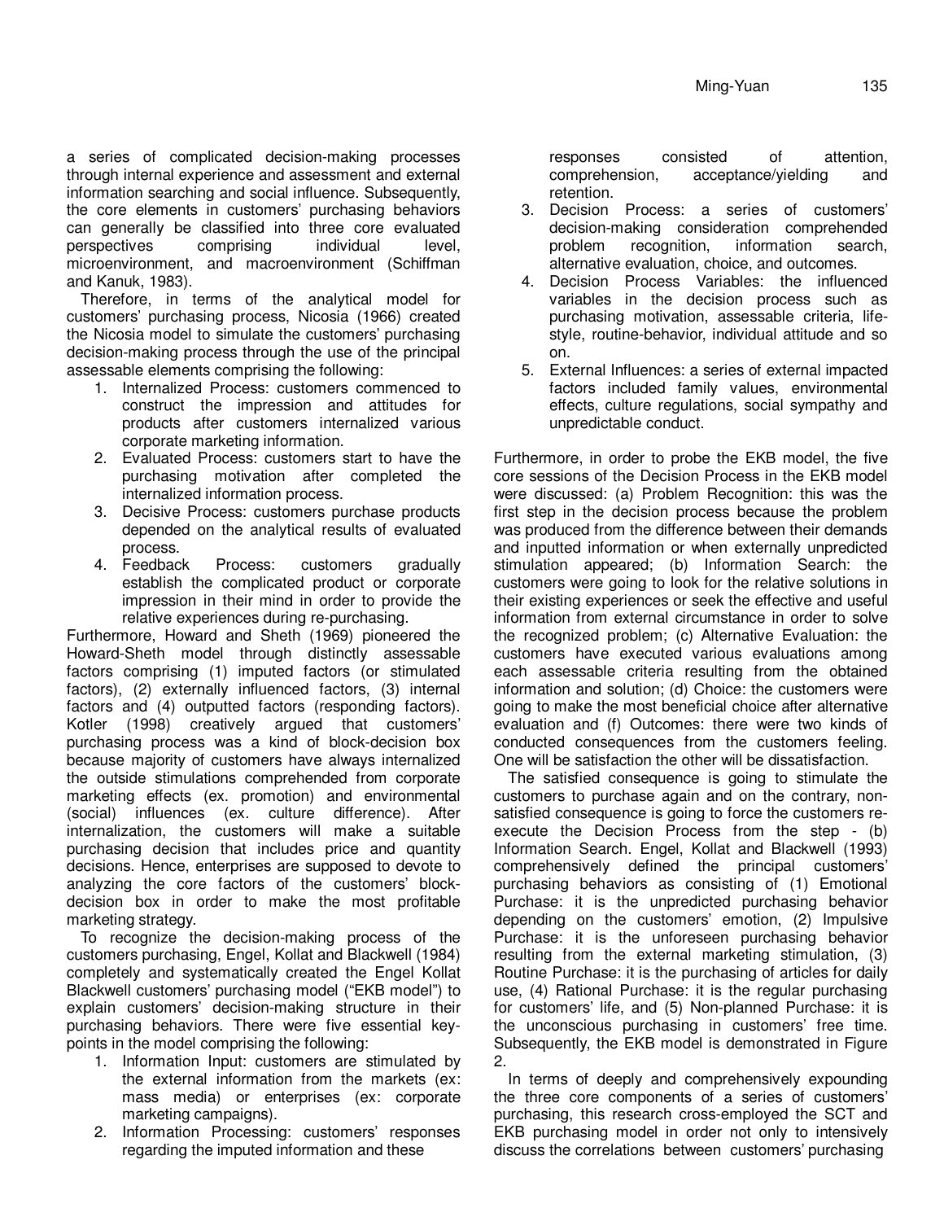a series of complicated decision-making processes through internal experience and assessment and external information searching and social influence. Subsequently, the core elements in customers' purchasing behaviors can generally be classified into three core evaluated perspectives comprising individual level, microenvironment, and macroenvironment (Schiffman and Kanuk, 1983).

Therefore, in terms of the analytical model for customers' purchasing process, Nicosia (1966) created the Nicosia model to simulate the customers' purchasing decision-making process through the use of the principal assessable elements comprising the following:

1. Internalized Process: customers commenced to construct the impression and attitudes for products after customers internalized various corporate marketing information.
2. Evaluated Process: customers start to have the purchasing motivation after completed the internalized information process.
3. Decisive Process: customers purchase products depended on the analytical results of evaluated process.
4. Feedback Process: customers gradually establish the complicated product or corporate impression in their mind in order to provide the relative experiences during re-purchasing.

Furthermore, Howard and Sheth (1969) pioneered the Howard-Sheth model through distinctly assessable factors comprising (1) imputed factors (or stimulated factors), (2) externally influenced factors, (3) internal factors and (4) outputted factors (responding factors). Kotler (1998) creatively argued that customers' purchasing process was a kind of block-decision box because majority of customers have always internalized the outside stimulations comprehended from corporate marketing effects (ex. promotion) and environmental (social) influences (ex. culture difference). After internalization, the customers will make a suitable purchasing decision that includes price and quantity decisions. Hence, enterprises are supposed to devote to analyzing the core factors of the customers' block-decision box in order to make the most profitable marketing strategy.

To recognize the decision-making process of the customers purchasing, Engel, Kollat and Blackwell (1984) completely and systematically created the Engel Kollat Blackwell customers' purchasing model ("EKB model") to explain customers' decision-making structure in their purchasing behaviors. There were five essential key-points in the model comprising the following:

1. Information Input: customers are stimulated by the external information from the markets (ex: mass media) or enterprises (ex: corporate marketing campaigns).
2. Information Processing: customers' responses regarding the imputed information and these responses consisted of attention, comprehension, acceptance/yielding and retention.
3. Decision Process: a series of customers' decision-making consideration comprehended problem recognition, information search, alternative evaluation, choice, and outcomes.
4. Decision Process Variables: the influenced variables in the decision process such as purchasing motivation, assessable criteria, life-style, routine-behavior, individual attitude and so on.
5. External Influences: a series of external impacted factors included family values, environmental effects, culture regulations, social sympathy and unpredictable conduct.

Furthermore, in order to probe the EKB model, the five core sessions of the Decision Process in the EKB model were discussed: (a) Problem Recognition: this was the first step in the decision process because the problem was produced from the difference between their demands and inputted information or when externally unpredicted stimulation appeared; (b) Information Search: the customers were going to look for the relative solutions in their existing experiences or seek the effective and useful information from external circumstance in order to solve the recognized problem; (c) Alternative Evaluation: the customers have executed various evaluations among each assessable criteria resulting from the obtained information and solution; (d) Choice: the customers were going to make the most beneficial choice after alternative evaluation and (f) Outcomes: there were two kinds of conducted consequences from the customers feeling. One will be satisfaction the other will be dissatisfaction.

The satisfied consequence is going to stimulate the customers to purchase again and on the contrary, non-satisfied consequence is going to force the customers re-execute the Decision Process from the step - (b) Information Search. Engel, Kollat and Blackwell (1993) comprehensively defined the principal customers' purchasing behaviors as consisting of (1) Emotional Purchase: it is the unpredicted purchasing behavior depending on the customers' emotion, (2) Impulsive Purchase: it is the unforeseen purchasing behavior resulting from the external marketing stimulation, (3) Routine Purchase: it is the purchasing of articles for daily use, (4) Rational Purchase: it is the regular purchasing for customers' life, and (5) Non-planned Purchase: it is the unconscious purchasing in customers' free time. Subsequently, the EKB model is demonstrated in Figure 2.

In terms of deeply and comprehensively expounding the three core components of a series of customers' purchasing, this research cross-employed the SCT and EKB purchasing model in order not only to intensively discuss the correlations between customers' purchasing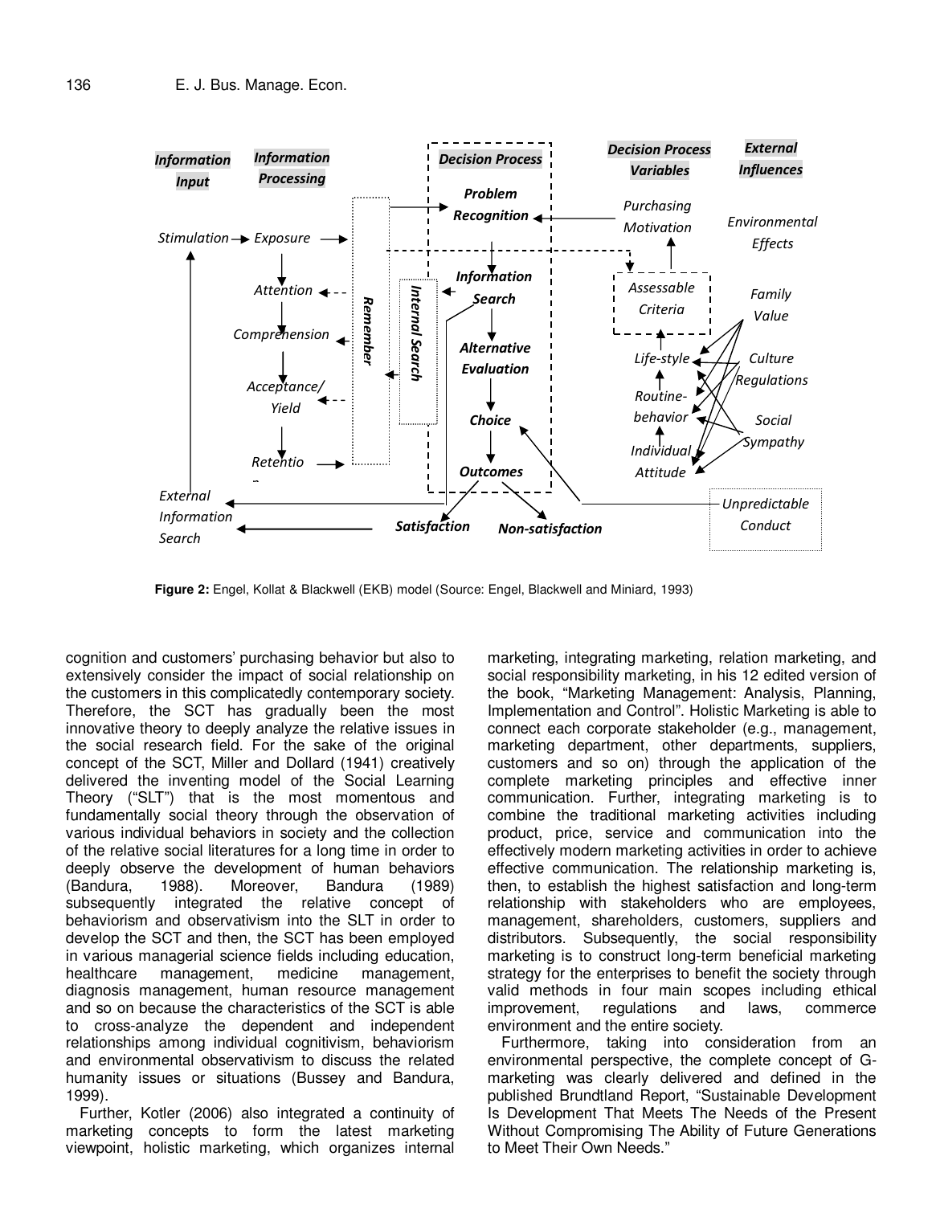Figure 2: Engel, Kollat & Blackwell (EKB) model (Source: Engel, Blackwell and Miniard, 1993)

cognition and customers' purchasing behavior but also to extensively consider the impact of social relationship on the customers in this complicatedly contemporary society. Therefore, the SCT has gradually been the most innovative theory to deeply analyze the relative issues in the social research field. For the sake of the original concept of the SCT, Miller and Dollard (1941) creatively delivered the inventing model of the Social Learning Theory ("SLT") that is the most momentous and fundamentally social theory through the observation of various individual behaviors in society and the collection of the relative social literatures for a long time in order to deeply observe the development of human behaviors (Bandura, 1988). Moreover, Bandura (1989) subsequently integrated the relative concept of behaviorism and observativism into the SLT in order to develop the SCT and then, the SCT has been employed in various managerial science fields including education, healthcare management, medicine management, diagnosis management, human resource management and so on because the characteristics of the SCT is able to cross-analyze the dependent and independent relationships among individual cognitivism, behaviorism and environmental observativism to discuss the related humanity issues or situations (Bussey and Bandura, 1999).

Further, Kotler (2006) also integrated a continuity of marketing concepts to form the latest marketing viewpoint, holistic marketing, which organizes internal marketing, integrating marketing, relation marketing, and social responsibility marketing, in his 12 edited version of the book, "Marketing Management: Analysis, Planning, Implementation and Control". Holistic Marketing is able to connect each corporate stakeholder (e.g., management, marketing department, other departments, suppliers, customers and so on) through the application of the complete marketing principles and effective inner communication. Further, integrating marketing is to combine the traditional marketing activities including product, price, service and communication into the effectively modern marketing activities in order to achieve effective communication. The relationship marketing is, then, to establish the highest satisfaction and long-term relationship with stakeholders who are employees, management, shareholders, customers, suppliers and distributors. Subsequently, the social responsibility marketing is to construct long-term beneficial marketing strategy for the enterprises to benefit the society through valid methods in four main scopes including ethical improvement, regulations and laws, commerce environment and the entire society.

Furthermore, taking into consideration from an environmental perspective, the complete concept of G-marketing was clearly delivered and defined in the published Brundtland Report, "Sustainable Development Is Development That Meets The Needs of the Present Without Compromising The Ability of Future Generations to Meet Their Own Needs."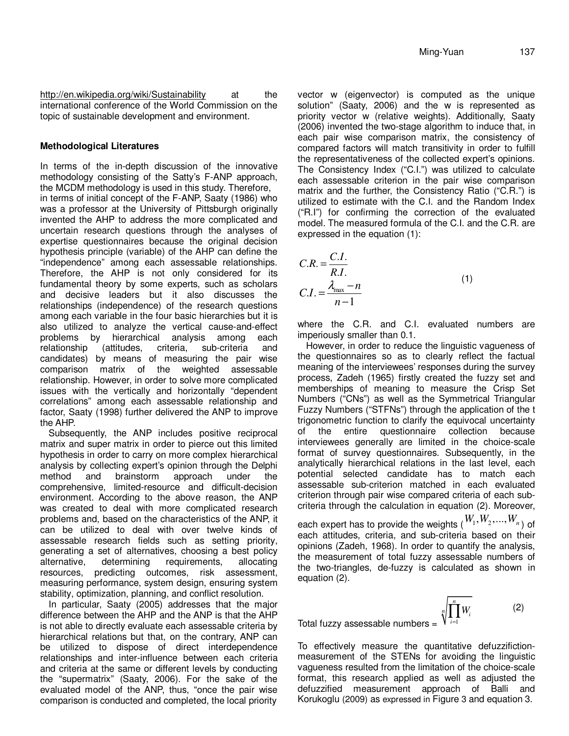http://en.wikipedia.org/wiki/Sustainability at the international conference of the World Commission on the topic of sustainable development and environment.

**Methodological Literatures**

In terms of the in-depth discussion of the innovative methodology consisting of the Satty's F-ANP approach, the MCDM methodology is used in this study. Therefore, in terms of initial concept of the F-ANP, Saaty (1986) who was a professor at the University of Pittsburgh originally invented the AHP to address the more complicated and uncertain research questions through the analyses of expertise questionnaires because the original decision hypothesis principle (variable) of the AHP can define the "independence" among each assessable relationships. Therefore, the AHP is not only considered for its fundamental theory by some experts, such as scholars and decisive leaders but it also discusses the relationships (independence) of the research questions among each variable in the four basic hierarchies but it is also utilized to analyze the vertical cause-and-effect problems by hierarchical analysis among each relationship (attitudes, criteria, sub-criteria and candidates) by means of measuring the pair wise comparison matrix of the weighted assessable relationship. However, in order to solve more complicated issues with the vertically and horizontally "dependent correlations" among each assessable relationship and factor, Saaty (1998) further delivered the ANP to improve the AHP.

Subsequently, the ANP includes positive reciprocal matrix and super matrix in order to pierce out this limited hypothesis in order to carry on more complex hierarchical analysis by collecting expert's opinion through the Delphi method and brainstorm approach under the comprehensive, limited-resource and difficult-decision environment. According to the above reason, the ANP was created to deal with more complicated research problems and, based on the characteristics of the ANP, it can be utilized to deal with over twelve kinds of assessable research fields such as setting priority, generating a set of alternatives, choosing a best policy alternative, determining requirements, allocating resources, predicting outcomes, risk assessment, measuring performance, system design, ensuring system stability, optimization, planning, and conflict resolution.

In particular, Saaty (2005) addresses that the major difference between the AHP and the ANP is that the AHP is not able to directly evaluate each assessable criteria by hierarchical relations but that, on the contrary, ANP can be utilized to dispose of direct interdependence relationships and inter-influence between each criteria and criteria at the same or different levels by conducting the "supermatrix" (Saaty, 2006). For the sake of the evaluated model of the ANP, thus, "once the pair wise comparison is conducted and completed, the local priority vector w (eigenvector) is computed as the unique solution" (Saaty, 2006) and the w is represented as priority vector w (relative weights). Additionally, Saaty (2006) invented the two-stage algorithm to induce that, in each pair wise comparison matrix, the consistency of compared factors will match transitivity in order to fulfill the representativeness of the collected expert's opinions. The Consistency Index ("C.I.") was utilized to calculate each assessable criterion in the pair wise comparison matrix and the further, the Consistency Ratio ("C.R.") is utilized to estimate with the C.I. and the Random Index ("R.I") for confirming the correction of the evaluated model. The measured formula of the C.I. and the C.R. are expressed in the equation (1):

$$C.R. = \frac{C.I.}{R.I.}$$
$$C.I. = \frac{\lambda_{\max} - n}{n-1} \tag{1}$$

where the C.R. and C.I. evaluated numbers are imperiously smaller than 0.1.

However, in order to reduce the linguistic vagueness of the questionnaires so as to clearly reflect the factual meaning of the interviewees' responses during the survey process, Zadeh (1965) firstly created the fuzzy set and memberships of meaning to measure the Crisp Set Numbers ("CNs") as well as the Symmetrical Triangular Fuzzy Numbers ("STFNs") through the application of the t trigonometric function to clarify the equivocal uncertainty of the entire questionnaire collection because interviewees generally are limited in the choice-scale format of survey questionnaires. Subsequently, in the analytically hierarchical relations in the last level, each potential selected candidate has to match each assessable sub-criterion matched in each evaluated criterion through pair wise compared criteria of each sub-criteria through the calculation in equation (2). Moreover, each expert has to provide the weights ($W_1, W_2, ..., W_n$) of each attitudes, criteria, and sub-criteria based on their opinions (Zadeh, 1968). In order to quantify the analysis, the measurement of total fuzzy assessable numbers of the two-triangles, de-fuzzy is calculated as shown in equation (2).

$$\text{Total fuzzy assessable numbers} = \sqrt[n]{\prod_{i=1}^{n} W_i} \tag{2}$$

To effectively measure the quantitative defuzzifiction-measurement of the STENs for avoiding the linguistic vagueness resulted from the limitation of the choice-scale format, this research applied as well as adjusted the defuzzified measurement approach of Balli and Korukoglu (2009) as expressed in Figure 3 and equation 3.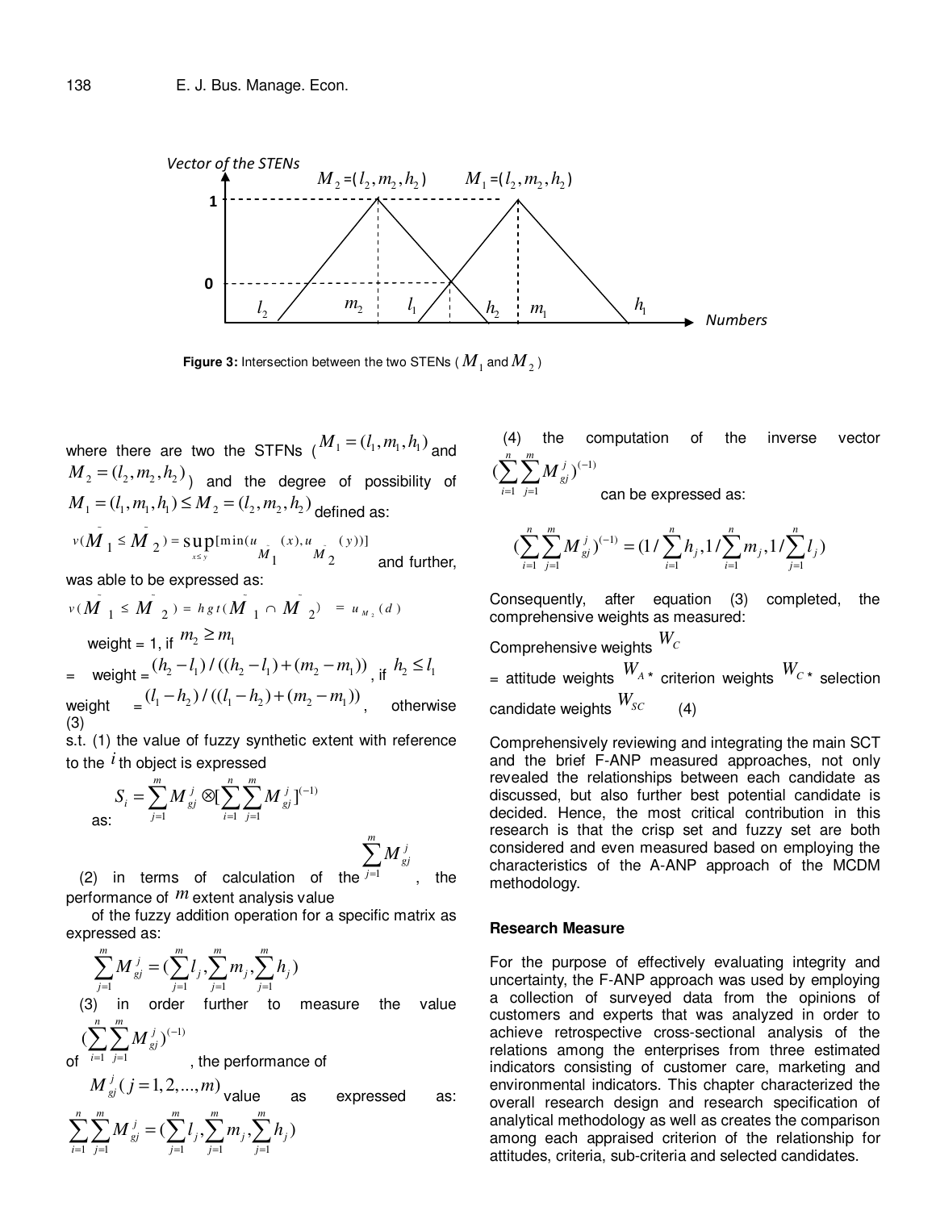Vector of the STENs

$M_2=(l_2,m_2,h_2)$ $M_1=(l_2,m_2,h_2)$

1

0

$l_2$ $m_2$ $l_1$ $h_2$ $m_1$ $h_1$ Numbers

**Figure 3:** Intersection between the two STENs ( $M_1$ and $M_2$ )

where there are two the STFNs ( $M_1=(l_1,m_1,h_1)$ and $M_2=(l_2,m_2,h_2)$ ) and the degree of possibility of $M_1=(l_1,m_1,h_1) \le M_2=(l_2,m_2,h_2)$ defined as:

$v(\tilde{M}_1 \le \tilde{M}_2) = \sup_{x \le y}[\min(u_{\tilde{M}_1}(x), u_{\tilde{M}_2}(y))]$ and further, was able to be expressed as:

$v(\tilde{M}_1 \le \tilde{M}_2) = hgt(\tilde{M}_1 \cap \tilde{M}_2) = u_{M_2}(d)$

weight = 1, if $m_2 \ge m_1$

= weight = $(h_2 - l_1)/((h_2 - l_1)+(m_2 - m_1))$ , if $h_2 \le l_1$

weight = $(l_1 - h_2)/((l_1 - h_2)+(m_2 - m_1))$ , otherwise (3)

s.t. (1) the value of fuzzy synthetic extent with reference to the $i$ th object is expressed as:

$$S_i = \sum_{j=1}^{m} M_{gj}^{j} \otimes [\sum_{i=1}^{n}\sum_{j=1}^{m} M_{gj}^{j}]^{(-1)}$$

(2) in terms of calculation of the $\sum_{j=1}^{m} M_{gj}^{j}$ , the performance of $m$ extent analysis value of the fuzzy addition operation for a specific matrix as expressed as:

$$\sum_{j=1}^{m} M_{gj}^{j} = (\sum_{j=1}^{m} l_j, \sum_{j=1}^{m} m_j, \sum_{j=1}^{m} h_j)$$

(3) in order further to measure the value of $(\sum_{i=1}^{n}\sum_{j=1}^{m} M_{gj}^{j})^{(-1)}$ , the performance of $M_{gj}^{j}(j=1,2,...,m)$ value as expressed as:

$$\sum_{i=1}^{n}\sum_{j=1}^{m} M_{gj}^{j} = (\sum_{j=1}^{m} l_j, \sum_{j=1}^{m} m_j, \sum_{j=1}^{m} h_j)$$

(4) the computation of the inverse vector $(\sum_{i=1}^{n}\sum_{j=1}^{m} M_{gj}^{j})^{(-1)}$ can be expressed as:

$$(\sum_{i=1}^{n}\sum_{j=1}^{m} M_{gj}^{j})^{(-1)} = (1/\sum_{i=1}^{n} h_j, 1/\sum_{i=1}^{n} m_j, 1/\sum_{j=1}^{n} l_j)$$

Consequently, after equation (3) completed, the comprehensive weights as measured:

Comprehensive weights $W_C$

= attitude weights $W_A$ * criterion weights $W_C$ * selection candidate weights $W_{SC}$ (4)

Comprehensively reviewing and integrating the main SCT and the brief F-ANP measured approaches, not only revealed the relationships between each candidate as discussed, but also further best potential candidate is decided. Hence, the most critical contribution in this research is that the crisp set and fuzzy set are both considered and even measured based on employing the characteristics of the A-ANP approach of the MCDM methodology.

### Research Measure

For the purpose of effectively evaluating integrity and uncertainty, the F-ANP approach was used by employing a collection of surveyed data from the opinions of customers and experts that was analyzed in order to achieve retrospective cross-sectional analysis of the relations among the enterprises from three estimated indicators consisting of customer care, marketing and environmental indicators. This chapter characterized the overall research design and research specification of analytical methodology as well as creates the comparison among each appraised criterion of the relationship for attitudes, criteria, sub-criteria and selected candidates.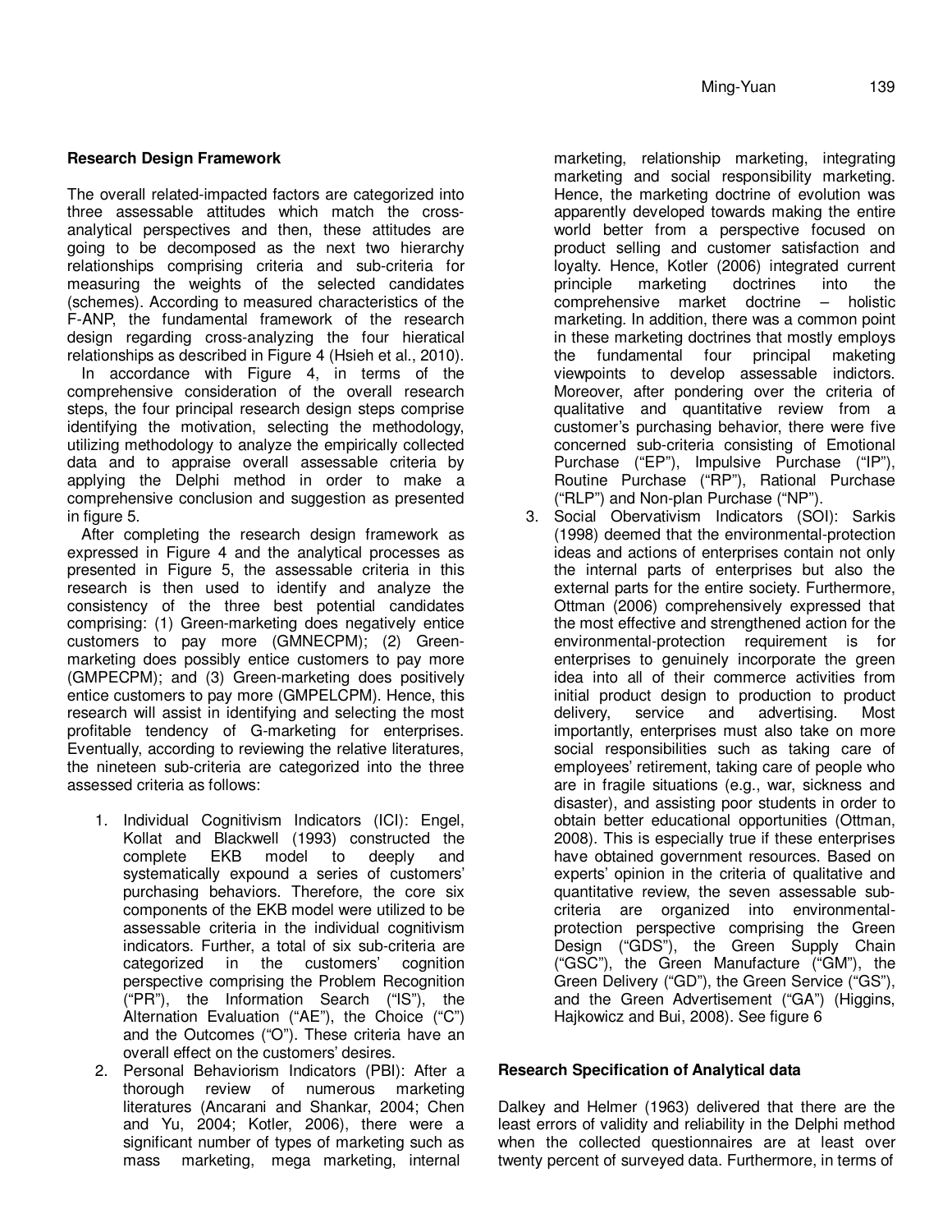### Research Design Framework

The overall related-impacted factors are categorized into three assessable attitudes which match the cross-analytical perspectives and then, these attitudes are going to be decomposed as the next two hierarchy relationships comprising criteria and sub-criteria for measuring the weights of the selected candidates (schemes). According to measured characteristics of the F-ANP, the fundamental framework of the research design regarding cross-analyzing the four hieratical relationships as described in Figure 4 (Hsieh et al., 2010).

In accordance with Figure 4, in terms of the comprehensive consideration of the overall research steps, the four principal research design steps comprise identifying the motivation, selecting the methodology, utilizing methodology to analyze the empirically collected data and to appraise overall assessable criteria by applying the Delphi method in order to make a comprehensive conclusion and suggestion as presented in figure 5.

After completing the research design framework as expressed in Figure 4 and the analytical processes as presented in Figure 5, the assessable criteria in this research is then used to identify and analyze the consistency of the three best potential candidates comprising: (1) Green-marketing does negatively entice customers to pay more (GMNECPM); (2) Green-marketing does possibly entice customers to pay more (GMPECPM); and (3) Green-marketing does positively entice customers to pay more (GMPELCPM). Hence, this research will assist in identifying and selecting the most profitable tendency of G-marketing for enterprises. Eventually, according to reviewing the relative literatures, the nineteen sub-criteria are categorized into the three assessed criteria as follows:

1. Individual Cognitivism Indicators (ICI): Engel, Kollat and Blackwell (1993) constructed the complete EKB model to deeply and systematically expound a series of customers' purchasing behaviors. Therefore, the core six components of the EKB model were utilized to be assessable criteria in the individual cognitivism indicators. Further, a total of six sub-criteria are categorized in the customers' cognition perspective comprising the Problem Recognition ("PR"), the Information Search ("IS"), the Alternation Evaluation ("AE"), the Choice ("C") and the Outcomes ("O"). These criteria have an overall effect on the customers' desires.
2. Personal Behaviorism Indicators (PBI): After a thorough review of numerous marketing literatures (Ancarani and Shankar, 2004; Chen and Yu, 2004; Kotler, 2006), there were a significant number of types of marketing such as mass marketing, mega marketing, internal marketing, relationship marketing, integrating marketing and social responsibility marketing. Hence, the marketing doctrine of evolution was apparently developed towards making the entire world better from a perspective focused on product selling and customer satisfaction and loyalty. Hence, Kotler (2006) integrated current principle marketing doctrines into the comprehensive market doctrine – holistic marketing. In addition, there was a common point in these marketing doctrines that mostly employs the fundamental four principal maketing viewpoints to develop assessable indictors. Moreover, after pondering over the criteria of qualitative and quantitative review from a customer's purchasing behavior, there were five concerned sub-criteria consisting of Emotional Purchase ("EP"), Impulsive Purchase ("IP"), Routine Purchase ("RP"), Rational Purchase ("RLP") and Non-plan Purchase ("NP").
3. Social Obervativism Indicators (SOI): Sarkis (1998) deemed that the environmental-protection ideas and actions of enterprises contain not only the internal parts of enterprises but also the external parts for the entire society. Furthermore, Ottman (2006) comprehensively expressed that the most effective and strengthened action for the environmental-protection requirement is for enterprises to genuinely incorporate the green idea into all of their commerce activities from initial product design to production to product delivery, service and advertising. Most importantly, enterprises must also take on more social responsibilities such as taking care of employees' retirement, taking care of people who are in fragile situations (e.g., war, sickness and disaster), and assisting poor students in order to obtain better educational opportunities (Ottman, 2008). This is especially true if these enterprises have obtained government resources. Based on experts' opinion in the criteria of qualitative and quantitative review, the seven assessable sub-criteria are organized into environmental-protection perspective comprising the Green Design ("GDS"), the Green Supply Chain ("GSC"), the Green Manufacture ("GM"), the Green Delivery ("GD"), the Green Service ("GS"), and the Green Advertisement ("GA") (Higgins, Hajkowicz and Bui, 2008). See figure 6

### Research Specification of Analytical data

Dalkey and Helmer (1963) delivered that there are the least errors of validity and reliability in the Delphi method when the collected questionnaires are at least over twenty percent of surveyed data. Furthermore, in terms of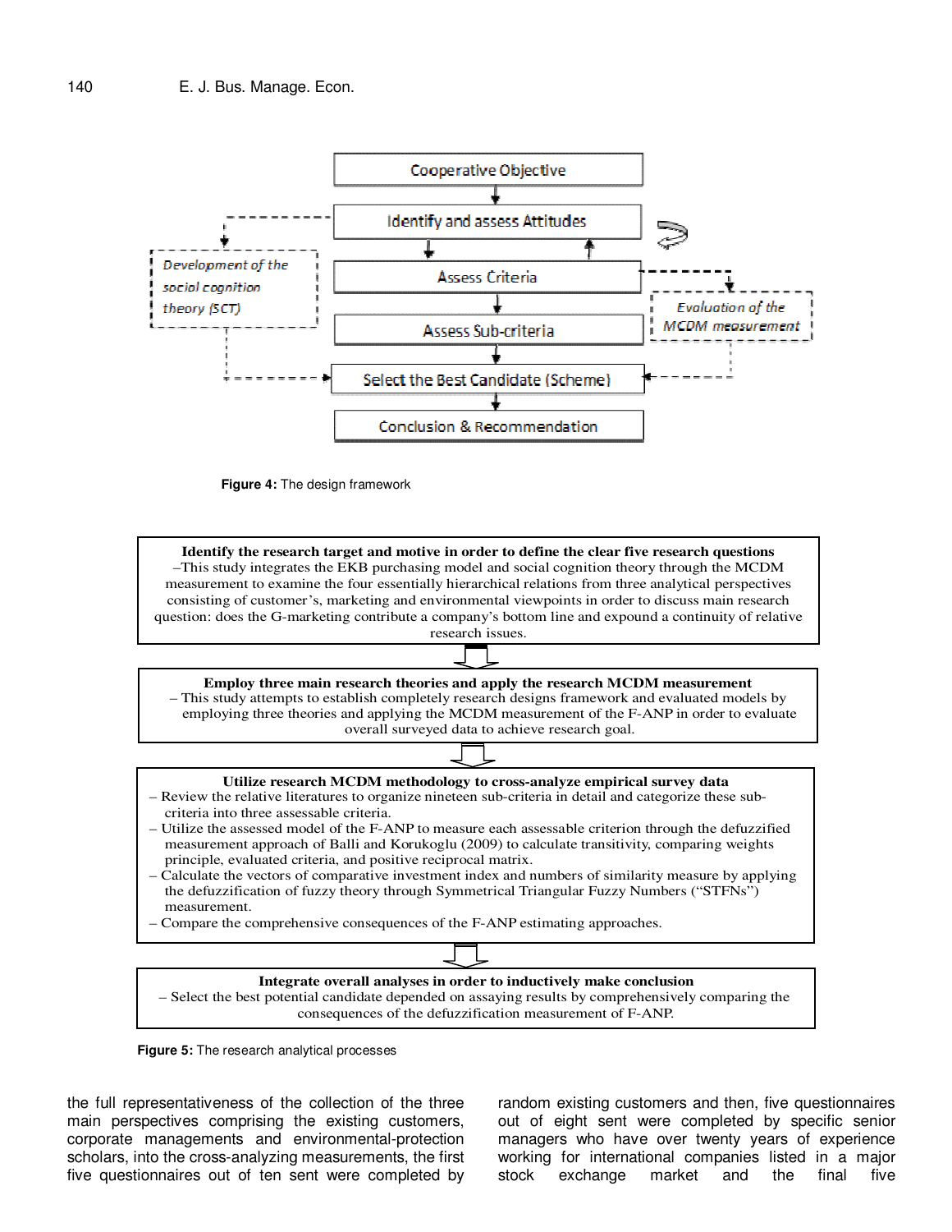Cooperative Objective

Identify and assess Attitudes

*Development of the social cognition theory (SCT)*

Assess Criteria

*Evaluation of the MCDM measurement*

Assess Sub-criteria

Select the Best Candidate (Scheme)

Conclusion & Recommendation

**Figure 4:** The design framework

**Identify the research target and motive in order to define the clear five research questions**
–This study integrates the EKB purchasing model and social cognition theory through the MCDM measurement to examine the four essentially hierarchical relations from three analytical perspectives consisting of customer's, marketing and environmental viewpoints in order to discuss main research question: does the G-marketing contribute a company's bottom line and expound a continuity of relative research issues.

**Employ three main research theories and apply the research MCDM measurement**
– This study attempts to establish completely research designs framework and evaluated models by employing three theories and applying the MCDM measurement of the F-ANP in order to evaluate overall surveyed data to achieve research goal.

**Utilize research MCDM methodology to cross-analyze empirical survey data**
– Review the relative literatures to organize nineteen sub-criteria in detail and categorize these sub-criteria into three assessable criteria.
– Utilize the assessed model of the F-ANP to measure each assessable criterion through the defuzzified measurement approach of Balli and Korukoglu (2009) to calculate transitivity, comparing weights principle, evaluated criteria, and positive reciprocal matrix.
– Calculate the vectors of comparative investment index and numbers of similarity measure by applying the defuzzification of fuzzy theory through Symmetrical Triangular Fuzzy Numbers ("STFNs") measurement.
– Compare the comprehensive consequences of the F-ANP estimating approaches.

**Integrate overall analyses in order to inductively make conclusion**
– Select the best potential candidate depended on assaying results by comprehensively comparing the consequences of the defuzzification measurement of F-ANP.

**Figure 5:** The research analytical processes

the full representativeness of the collection of the three main perspectives comprising the existing customers, corporate managements and environmental-protection scholars, into the cross-analyzing measurements, the first five questionnaires out of ten sent were completed by random existing customers and then, five questionnaires out of eight sent were completed by specific senior managers who have over twenty years of experience working for international companies listed in a major stock exchange market and the final five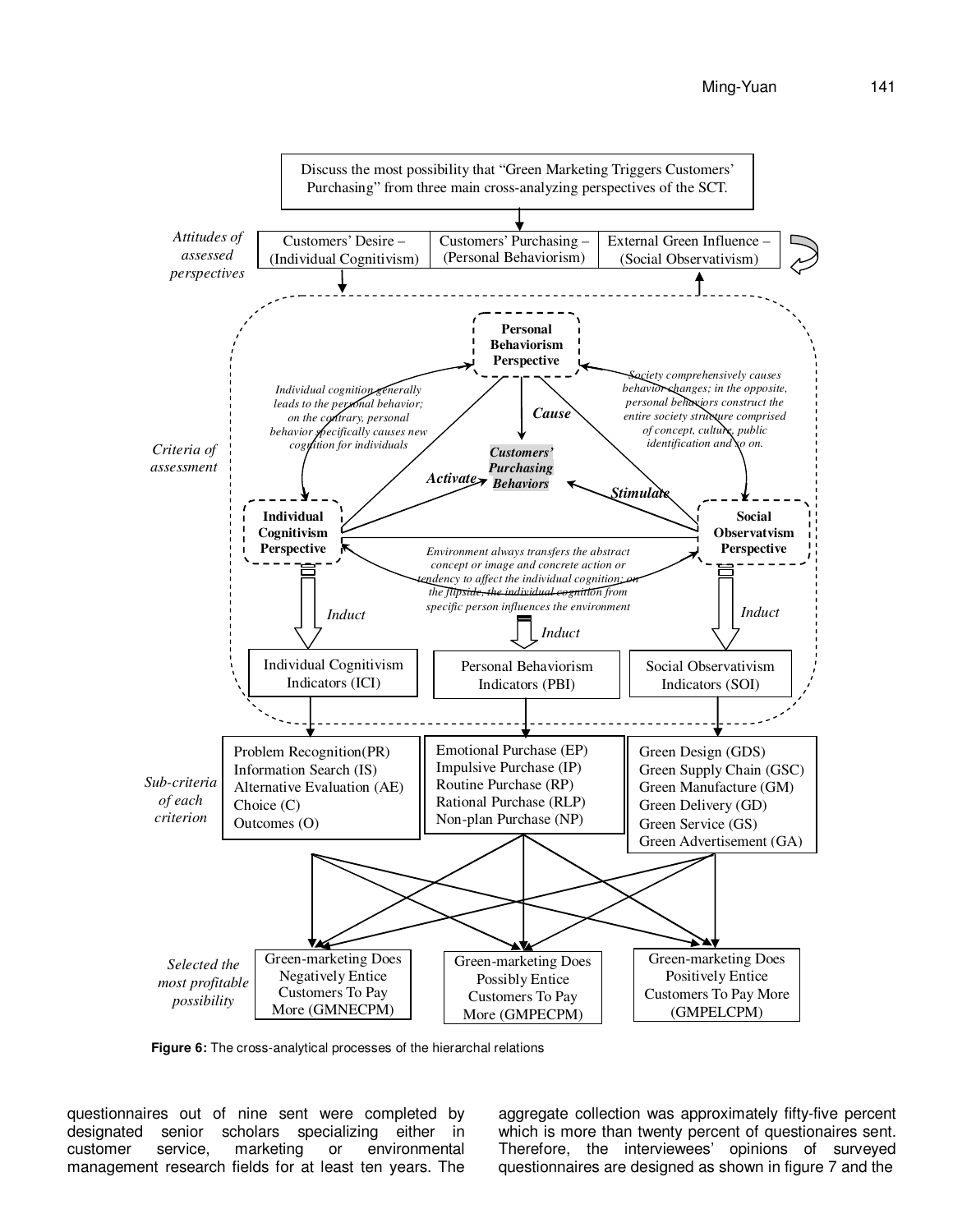Discuss the most possibility that "Green Marketing Triggers Customers' Purchasing" from three main cross-analyzing perspectives of the SCT.

*Attitudes of assessed perspectives*

| Customers' Desire – (Individual Cognitivism) | Customers' Purchasing – (Personal Behaviorism) | External Green Influence – (Social Observativism) |
| --- | --- | --- |

*Criteria of assessment*

**Personal Behaviorism Perspective**

**Individual Cognitivism Perspective**

**Social Observatvism Perspective**

***Customers' Purchasing Behaviors***

***Cause***

***Activate***

***Stimulate***

*Individual cognition generally leads to the personal behavior; on the contrary, personal behavior specifically causes new cognition for individuals*

*Society comprehensively causes behavior changes; in the opposite, personal behaviors construct the entire society structure comprised of concept, culture, public identification and so on.*

*Environment always transfers the abstract concept or image and concrete action or tendency to affect the individual cognition; on the flipside, the individual cognition from specific person influences the environment*

*Induct*

| Individual Cognitivism Indicators (ICI) | Personal Behaviorism Indicators (PBI) | Social Observativism Indicators (SOI) |
| --- | --- | --- |

*Sub-criteria of each criterion*

| Individual Cognitivism Indicators (ICI) | Personal Behaviorism Indicators (PBI) | Social Observativism Indicators (SOI) |
| --- | --- | --- |
| Problem Recognition(PR) | Emotional Purchase (EP) | Green Design (GDS) |
| Information Search (IS) | Impulsive Purchase (IP) | Green Supply Chain (GSC) |
| Alternative Evaluation (AE) | Routine Purchase (RP) | Green Manufacture (GM) |
| Choice (C) | Rational Purchase (RLP) | Green Delivery (GD) |
| Outcomes (O) | Non-plan Purchase (NP) | Green Service (GS) |
| | | Green Advertisement (GA) |

*Selected the most profitable possibility*

| Green-marketing Does Negatively Entice Customers To Pay More (GMNECPM) | Green-marketing Does Possibly Entice Customers To Pay More (GMPECPM) | Green-marketing Does Positively Entice Customers To Pay More (GMPELCPM) |
| --- | --- | --- |

**Figure 6:** The cross-analytical processes of the hierarchal relations

questionnaires out of nine sent were completed by designated senior scholars specializing either in customer service, marketing or environmental management research fields for at least ten years. The aggregate collection was approximately fifty-five percent which is more than twenty percent of questionaires sent. Therefore, the interviewees' opinions of surveyed questionnaires are designed as shown in figure 7 and the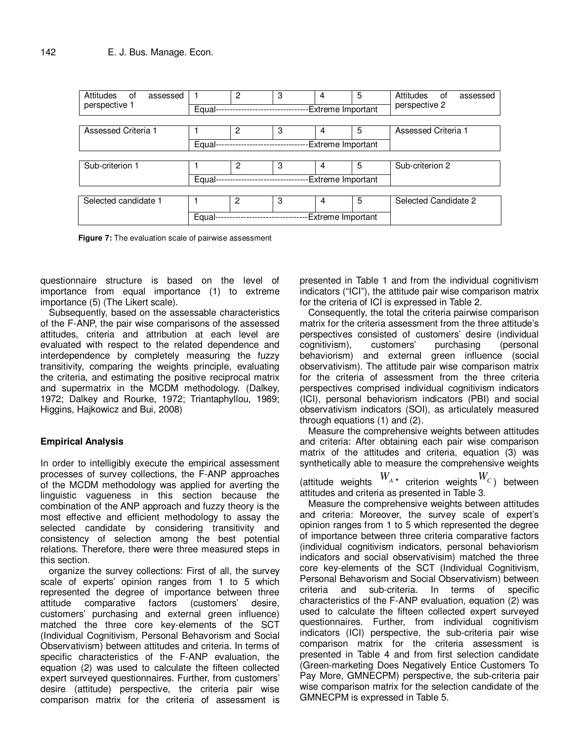| Attitudes of assessed perspective 1 | 1 | 2 | 3 | 4 | 5 | Attitudes of assessed perspective 2 |
|---|---|---|---|---|---|---|
| | Equal---------------------------------Extreme Important | | | | | |

| Assessed Criteria 1 | 1 | 2 | 3 | 4 | 5 | Assessed Criteria 1 |
|---|---|---|---|---|---|---|
| | Equal---------------------------------Extreme Important | | | | | |

| Sub-criterion 1 | 1 | 2 | 3 | 4 | 5 | Sub-criterion 2 |
|---|---|---|---|---|---|---|
| | Equal---------------------------------Extreme Important | | | | | |

| Selected candidate 1 | 1 | 2 | 3 | 4 | 5 | Selected Candidate 2 |
|---|---|---|---|---|---|---|
| | Equal---------------------------------Extreme Important | | | | | |

**Figure 7:** The evaluation scale of pairwise assessment

questionnaire structure is based on the level of importance from equal importance (1) to extreme importance (5) (The Likert scale).

Subsequently, based on the assessable characteristics of the F-ANP, the pair wise comparisons of the assessed attitudes, criteria and attribution at each level are evaluated with respect to the related dependence and interdependence by completely measuring the fuzzy transitivity, comparing the weights principle, evaluating the criteria, and estimating the positive reciprocal matrix and supermatrix in the MCDM methodology. (Dalkey, 1972; Dalkey and Rourke, 1972; Triantaphyllou, 1989; Higgins, Hajkowicz and Bui, 2008)

### Empirical Analysis

In order to intelligibly execute the empirical assessment processes of survey collections, the F-ANP approaches of the MCDM methodology was applied for averting the linguistic vagueness in this section because the combination of the ANP approach and fuzzy theory is the most effective and efficient methodology to assay the selected candidate by considering transitivity and consistency of selection among the best potential relations. Therefore, there were three measured steps in this section.

organize the survey collections: First of all, the survey scale of experts' opinion ranges from 1 to 5 which represented the degree of importance between three attitude comparative factors (customers' desire, customers' purchasing and external green influence) matched the three core key-elements of the SCT (Individual Cognitivism, Personal Behavorism and Social Observativism) between attitudes and criteria. In terms of specific characteristics of the F-ANP evaluation, the equation (2) was used to calculate the fifteen collected expert surveyed questionnaires. Further, from customers' desire (attitude) perspective, the criteria pair wise comparison matrix for the criteria of assessment is presented in Table 1 and from the individual cognitivism indicators ("ICI"), the attitude pair wise comparison matrix for the criteria of ICI is expressed in Table 2.

Consequently, the total the criteria pairwise comparison matrix for the criteria assessment from the three attitude's perspectives consisted of customers' desire (individual cognitivism), customers' purchasing (personal behaviorism) and external green influence (social observativism). The attitude pair wise comparison matrix for the criteria of assessment from the three criteria perspectives comprised individual cognitivism indicators (ICI), personal behaviorism indicators (PBI) and social observativism indicators (SOI), as articulately measured through equations (1) and (2).

Measure the comprehensive weights between attitudes and criteria: After obtaining each pair wise comparison matrix of the attitudes and criteria, equation (3) was synthetically able to measure the comprehensive weights (attitude weights $W_{A^*}$ criterion weights $W_C$) between attitudes and criteria as presented in Table 3.

Measure the comprehensive weights between attitudes and criteria: Moreover, the survey scale of expert's opinion ranges from 1 to 5 which represented the degree of importance between three criteria comparative factors (individual cognitivism indicators, personal behaviorism indicators and social observativism) matched the three core key-elements of the SCT (Individual Cognitivism, Personal Behavorism and Social Observativism) between criteria and sub-criteria. In terms of specific characteristics of the F-ANP evaluation, equation (2) was used to calculate the fifteen collected expert surveyed questionnaires. Further, from individual cognitivism indicators (ICI) perspective, the sub-criteria pair wise comparison matrix for the criteria assessment is presented in Table 4 and from first selection candidate (Green-marketing Does Negatively Entice Customers To Pay More, GMNECPM) perspective, the sub-criteria pair wise comparison matrix for the selection candidate of the GMNECPM is expressed in Table 5.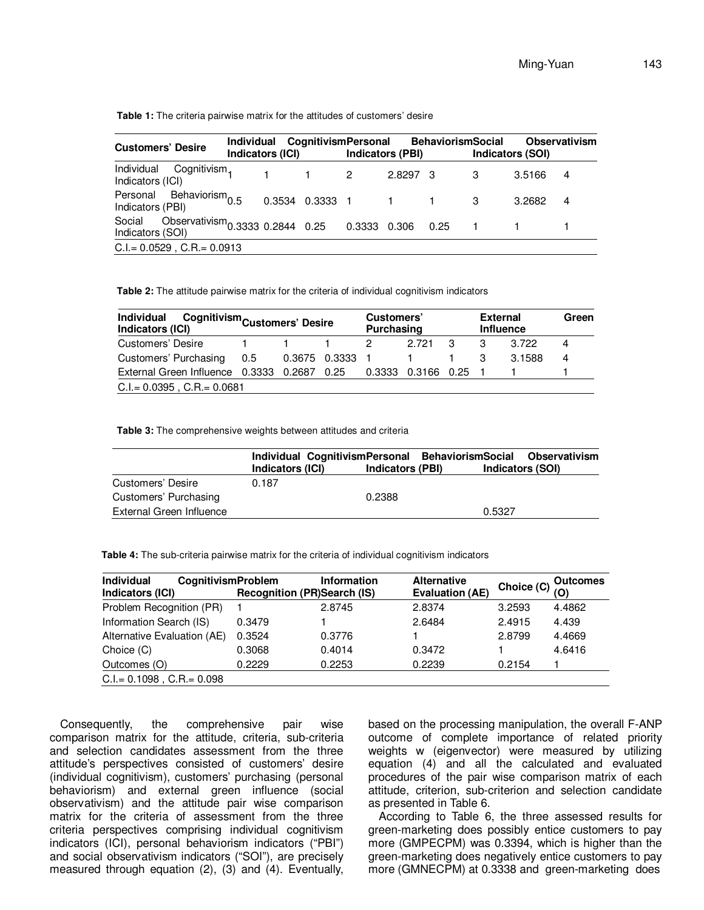**Table 1:** The criteria pairwise matrix for the attitudes of customers' desire

| Customers' Desire | Individual Cognitivism Indicators (ICI) | | | Personal Behaviorism Indicators (PBI) | | | Social Observativism Indicators (SOI) | | |
|---|---|---|---|---|---|---|---|---|---|
| Individual Cognitivism Indicators (ICI) | 1 | 1 | 1 | 2 | 2.8297 | 3 | 3 | 3.5166 | 4 |
| Personal Behaviorism Indicators (PBI) | 0.5 | 0.3534 | 0.3333 | 1 | 1 | 1 | 3 | 3.2682 | 4 |
| Social Observativism Indicators (SOI) | 0.3333 | 0.2844 | 0.25 | 0.3333 | 0.306 | 0.25 | 1 | 1 | 1 |
| C.I.= 0.0529 , C.R.= 0.0913 | | | | | | | | | |

**Table 2:** The attitude pairwise matrix for the criteria of individual cognitivism indicators

| Individual Cognitivism Indicators (ICI) | Customers' Desire | | | Customers' Purchasing | | | External Green Influence | | |
|---|---|---|---|---|---|---|---|---|---|
| Customers' Desire | 1 | 1 | 1 | 2 | 2.721 | 3 | 3 | 3.722 | 4 |
| Customers' Purchasing | 0.5 | 0.3675 | 0.3333 | 1 | 1 | 1 | 3 | 3.1588 | 4 |
| External Green Influence | 0.3333 | 0.2687 | 0.25 | 0.3333 | 0.3166 | 0.25 | 1 | 1 | 1 |
| C.I.= 0.0395 , C.R.= 0.0681 | | | | | | | | | |

**Table 3:** The comprehensive weights between attitudes and criteria

| | Individual Cognitivism Indicators (ICI) | Personal Behaviorism Indicators (PBI) | Social Observativism Indicators (SOI) |
|---|---|---|---|
| Customers' Desire | 0.187 | | |
| Customers' Purchasing | | 0.2388 | |
| External Green Influence | | | 0.5327 |

**Table 4:** The sub-criteria pairwise matrix for the criteria of individual cognitivism indicators

| Individual Cognitivism Indicators (ICI) | Problem Recognition (PR) | Information Search (IS) | Alternative Evaluation (AE) | Choice (C) | Outcomes (O) |
|---|---|---|---|---|---|
| Problem Recognition (PR) | 1 | 2.8745 | 2.8374 | 3.2593 | 4.4862 |
| Information Search (IS) | 0.3479 | 1 | 2.6484 | 2.4915 | 4.439 |
| Alternative Evaluation (AE) | 0.3524 | 0.3776 | 1 | 2.8799 | 4.4669 |
| Choice (C) | 0.3068 | 0.4014 | 0.3472 | 1 | 4.6416 |
| Outcomes (O) | 0.2229 | 0.2253 | 0.2239 | 0.2154 | 1 |
| C.I.= 0.1098 , C.R.= 0.098 | | | | | |

Consequently, the comprehensive pair wise comparison matrix for the attitude, criteria, sub-criteria and selection candidates assessment from the three attitude's perspectives consisted of customers' desire (individual cognitivism), customers' purchasing (personal behaviorism) and external green influence (social observativism) and the attitude pair wise comparison matrix for the criteria of assessment from the three criteria perspectives comprising individual cognitivism indicators (ICI), personal behaviorism indicators ("PBI") and social observativism indicators ("SOI"), are precisely measured through equation (2), (3) and (4). Eventually, based on the processing manipulation, the overall F-ANP outcome of complete importance of related priority weights w (eigenvector) were measured by utilizing equation (4) and all the calculated and evaluated procedures of the pair wise comparison matrix of each attitude, criterion, sub-criterion and selection candidate as presented in Table 6.

According to Table 6, the three assessed results for green-marketing does possibly entice customers to pay more (GMPECPM) was 0.3394, which is higher than the green-marketing does negatively entice customers to pay more (GMNECPM) at 0.3338 and green-marketing does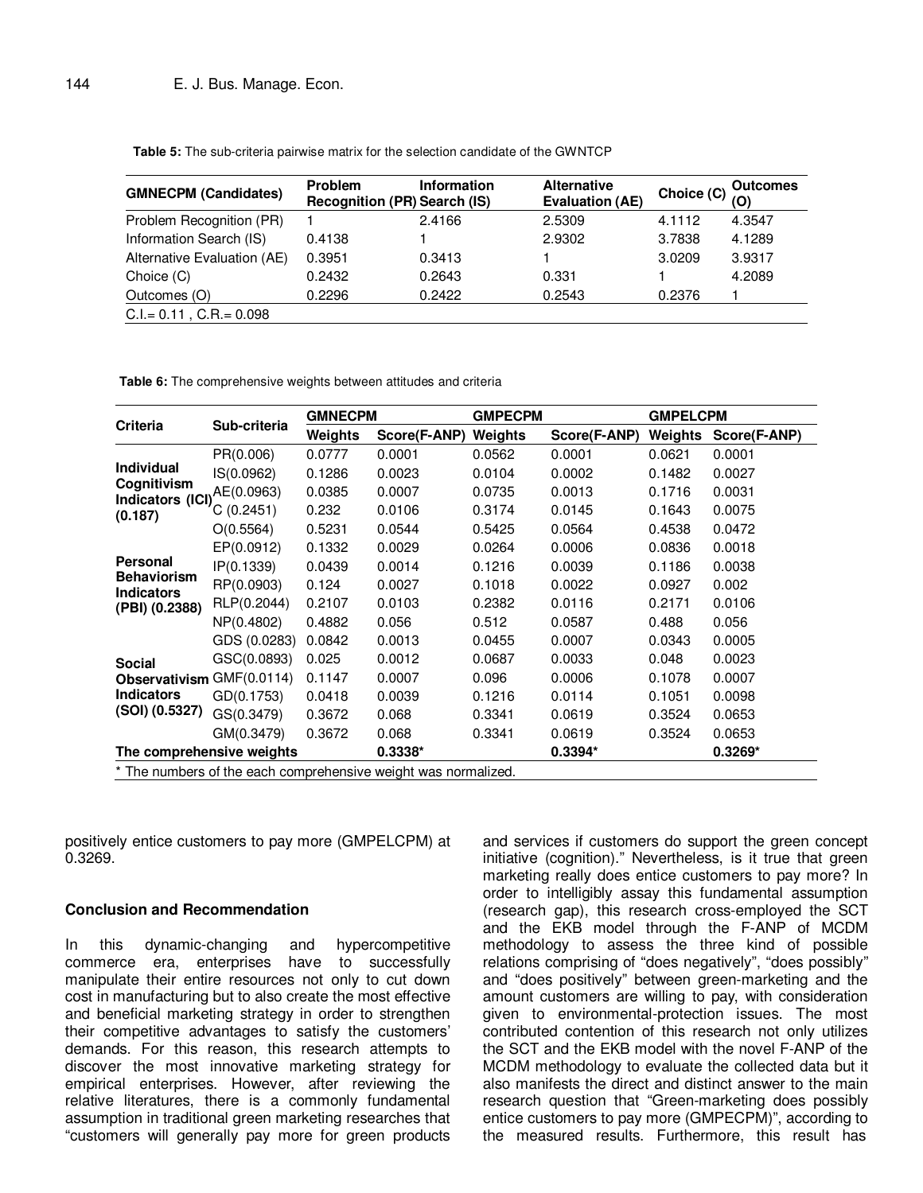**Table 5:** The sub-criteria pairwise matrix for the selection candidate of the GWNTCP

| GMNECPM (Candidates) | Problem Recognition (PR) | Information Search (IS) | Alternative Evaluation (AE) | Choice (C) | Outcomes (O) |
|---|---|---|---|---|---|
| Problem Recognition (PR) | 1 | 2.4166 | 2.5309 | 4.1112 | 4.3547 |
| Information Search (IS) | 0.4138 | 1 | 2.9302 | 3.7838 | 4.1289 |
| Alternative Evaluation (AE) | 0.3951 | 0.3413 | 1 | 3.0209 | 3.9317 |
| Choice (C) | 0.2432 | 0.2643 | 0.331 | 1 | 4.2089 |
| Outcomes (O) | 0.2296 | 0.2422 | 0.2543 | 0.2376 | 1 |
| C.I.= 0.11 , C.R.= 0.098 | | | | | |

**Table 6:** The comprehensive weights between attitudes and criteria

| Criteria | Sub-criteria | GMNECPM | | GMPECPM | | GMPELCPM | |
|---|---|---|---|---|---|---|---|
| | | Weights | Score(F-ANP) | Weights | Score(F-ANP) | Weights | Score(F-ANP) |
| Individual Cognitivism Indicators (ICI) (0.187) | PR(0.006) | 0.0777 | 0.0001 | 0.0562 | 0.0001 | 0.0621 | 0.0001 |
| | IS(0.0962) | 0.1286 | 0.0023 | 0.0104 | 0.0002 | 0.1482 | 0.0027 |
| | AE(0.0963) | 0.0385 | 0.0007 | 0.0735 | 0.0013 | 0.1716 | 0.0031 |
| | C (0.2451) | 0.232 | 0.0106 | 0.3174 | 0.0145 | 0.1643 | 0.0075 |
| | O(0.5564) | 0.5231 | 0.0544 | 0.5425 | 0.0564 | 0.4538 | 0.0472 |
| Personal Behaviorism Indicators (PBI) (0.2388) | EP(0.0912) | 0.1332 | 0.0029 | 0.0264 | 0.0006 | 0.0836 | 0.0018 |
| | IP(0.1339) | 0.0439 | 0.0014 | 0.1216 | 0.0039 | 0.1186 | 0.0038 |
| | RP(0.0903) | 0.124 | 0.0027 | 0.1018 | 0.0022 | 0.0927 | 0.002 |
| | RLP(0.2044) | 0.2107 | 0.0103 | 0.2382 | 0.0116 | 0.2171 | 0.0106 |
| | NP(0.4802) | 0.4882 | 0.056 | 0.512 | 0.0587 | 0.488 | 0.056 |
| Social Observativism Indicators (SOI) (0.5327) | GDS (0.0283) | 0.0842 | 0.0013 | 0.0455 | 0.0007 | 0.0343 | 0.0005 |
| | GSC(0.0893) | 0.025 | 0.0012 | 0.0687 | 0.0033 | 0.048 | 0.0023 |
| | GMF(0.0114) | 0.1147 | 0.0007 | 0.096 | 0.0006 | 0.1078 | 0.0007 |
| | GD(0.1753) | 0.0418 | 0.0039 | 0.1216 | 0.0114 | 0.1051 | 0.0098 |
| | GS(0.3479) | 0.3672 | 0.068 | 0.3341 | 0.0619 | 0.3524 | 0.0653 |
| | GM(0.3479) | 0.3672 | 0.068 | 0.3341 | 0.0619 | 0.3524 | 0.0653 |
| The comprehensive weights | | | 0.3338* | | 0.3394* | | 0.3269* |

\* The numbers of the each comprehensive weight was normalized.

positively entice customers to pay more (GMPELCPM) at 0.3269.

## Conclusion and Recommendation

In this dynamic-changing and hypercompetitive commerce era, enterprises have to successfully manipulate their entire resources not only to cut down cost in manufacturing but to also create the most effective and beneficial marketing strategy in order to strengthen their competitive advantages to satisfy the customers' demands. For this reason, this research attempts to discover the most innovative marketing strategy for empirical enterprises. However, after reviewing the relative literatures, there is a commonly fundamental assumption in traditional green marketing researches that "customers will generally pay more for green products and services if customers do support the green concept initiative (cognition)." Nevertheless, is it true that green marketing really does entice customers to pay more? In order to intelligibly assay this fundamental assumption (research gap), this research cross-employed the SCT and the EKB model through the F-ANP of MCDM methodology to assess the three kind of possible relations comprising of "does negatively", "does possibly" and "does positively" between green-marketing and the amount customers are willing to pay, with consideration given to environmental-protection issues. The most contributed contention of this research not only utilizes the SCT and the EKB model with the novel F-ANP of the MCDM methodology to evaluate the collected data but it also manifests the direct and distinct answer to the main research question that "Green-marketing does possibly entice customers to pay more (GMPECPM)", according to the measured results. Furthermore, this result has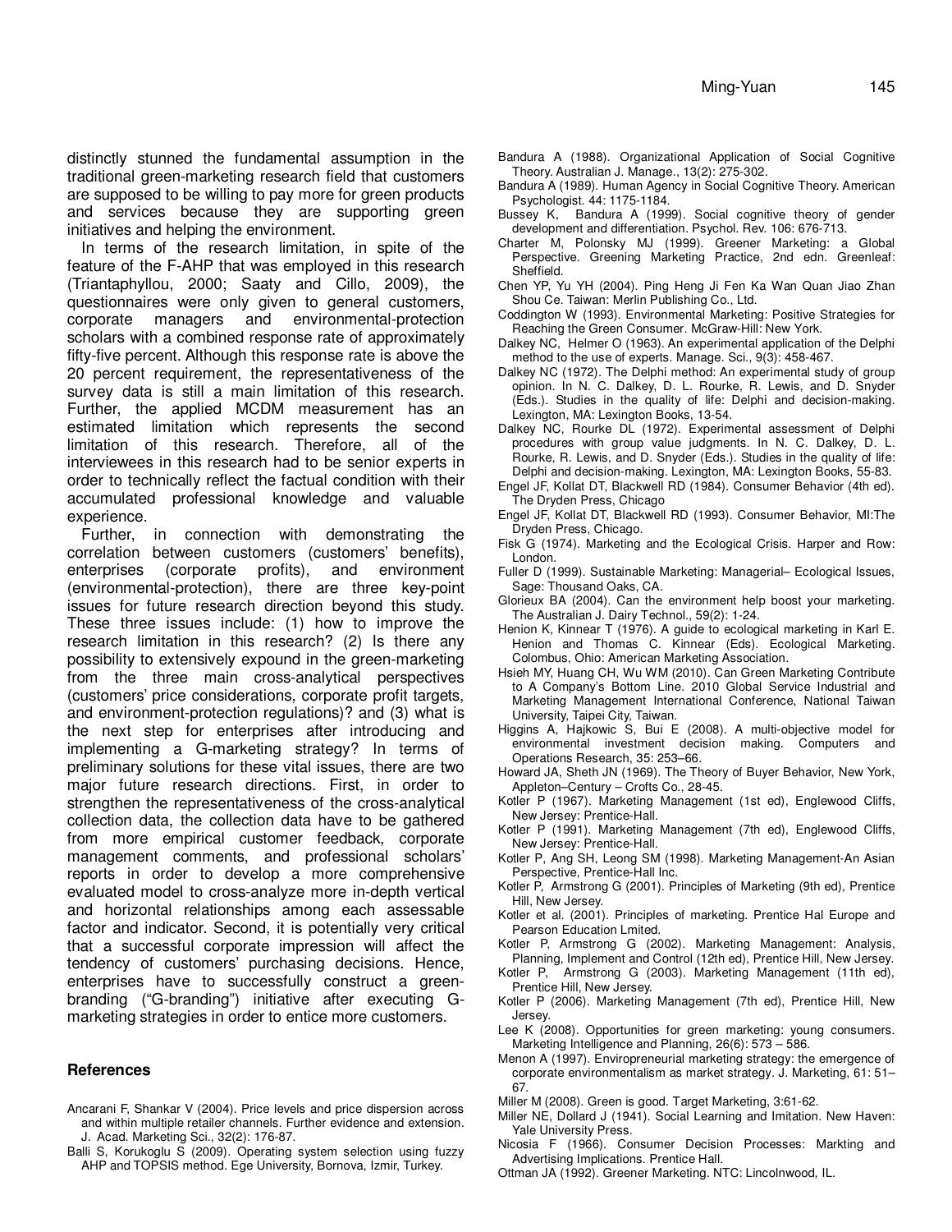distinctly stunned the fundamental assumption in the traditional green-marketing research field that customers are supposed to be willing to pay more for green products and services because they are supporting green initiatives and helping the environment.

In terms of the research limitation, in spite of the feature of the F-AHP that was employed in this research (Triantaphyllou, 2000; Saaty and Cillo, 2009), the questionnaires were only given to general customers, corporate managers and environmental-protection scholars with a combined response rate of approximately fifty-five percent. Although this response rate is above the 20 percent requirement, the representativeness of the survey data is still a main limitation of this research. Further, the applied MCDM measurement has an estimated limitation which represents the second limitation of this research. Therefore, all of the interviewees in this research had to be senior experts in order to technically reflect the factual condition with their accumulated professional knowledge and valuable experience.

Further, in connection with demonstrating the correlation between customers (customers' benefits), enterprises (corporate profits), and environment (environmental-protection), there are three key-point issues for future research direction beyond this study. These three issues include: (1) how to improve the research limitation in this research? (2) Is there any possibility to extensively expound in the green-marketing from the three main cross-analytical perspectives (customers' price considerations, corporate profit targets, and environment-protection regulations)? and (3) what is the next step for enterprises after introducing and implementing a G-marketing strategy? In terms of preliminary solutions for these vital issues, there are two major future research directions. First, in order to strengthen the representativeness of the cross-analytical collection data, the collection data have to be gathered from more empirical customer feedback, corporate management comments, and professional scholars' reports in order to develop a more comprehensive evaluated model to cross-analyze more in-depth vertical and horizontal relationships among each assessable factor and indicator. Second, it is potentially very critical that a successful corporate impression will affect the tendency of customers' purchasing decisions. Hence, enterprises have to successfully construct a green-branding ("G-branding") initiative after executing G-marketing strategies in order to entice more customers.

## References

Ancarani F, Shankar V (2004). Price levels and price dispersion across and within multiple retailer channels. Further evidence and extension. J. Acad. Marketing Sci., 32(2): 176-87.

Balli S, Korukoglu S (2009). Operating system selection using fuzzy AHP and TOPSIS method. Ege University, Bornova, Izmir, Turkey.

Bandura A (1988). Organizational Application of Social Cognitive Theory. Australian J. Manage., 13(2): 275-302.

Bandura A (1989). Human Agency in Social Cognitive Theory. American Psychologist. 44: 1175-1184.

Bussey K, Bandura A (1999). Social cognitive theory of gender development and differentiation. Psychol. Rev. 106: 676-713.

Charter M, Polonsky MJ (1999). Greener Marketing: a Global Perspective. Greening Marketing Practice, 2nd edn. Greenleaf: Sheffield.

Chen YP, Yu YH (2004). Ping Heng Ji Fen Ka Wan Quan Jiao Zhan Shou Ce. Taiwan: Merlin Publishing Co., Ltd.

Coddington W (1993). Environmental Marketing: Positive Strategies for Reaching the Green Consumer. McGraw-Hill: New York.

Dalkey NC, Helmer O (1963). An experimental application of the Delphi method to the use of experts. Manage. Sci., 9(3): 458-467.

Dalkey NC (1972). The Delphi method: An experimental study of group opinion. In N. C. Dalkey, D. L. Rourke, R. Lewis, and D. Snyder (Eds.). Studies in the quality of life: Delphi and decision-making. Lexington, MA: Lexington Books, 13-54.

Dalkey NC, Rourke DL (1972). Experimental assessment of Delphi procedures with group value judgments. In N. C. Dalkey, D. L. Rourke, R. Lewis, and D. Snyder (Eds.). Studies in the quality of life: Delphi and decision-making. Lexington, MA: Lexington Books, 55-83.

Engel JF, Kollat DT, Blackwell RD (1984). Consumer Behavior (4th ed). The Dryden Press, Chicago

Engel JF, Kollat DT, Blackwell RD (1993). Consumer Behavior, MI:The Dryden Press, Chicago.

Fisk G (1974). Marketing and the Ecological Crisis. Harper and Row: London.

Fuller D (1999). Sustainable Marketing: Managerial– Ecological Issues, Sage: Thousand Oaks, CA.

Glorieux BA (2004). Can the environment help boost your marketing. The Australian J. Dairy Technol., 59(2): 1-24.

Henion K, Kinnear T (1976). A guide to ecological marketing in Karl E. Henion and Thomas C. Kinnear (Eds). Ecological Marketing. Colombus, Ohio: American Marketing Association.

Hsieh MY, Huang CH, Wu WM (2010). Can Green Marketing Contribute to A Company's Bottom Line. 2010 Global Service Industrial and Marketing Management International Conference, National Taiwan University, Taipei City, Taiwan.

Higgins A, Hajkowic S, Bui E (2008). A multi-objective model for environmental investment decision making. Computers and Operations Research, 35: 253–66.

Howard JA, Sheth JN (1969). The Theory of Buyer Behavior, New York, Appleton–Century – Crofts Co., 28-45.

Kotler P (1967). Marketing Management (1st ed), Englewood Cliffs, New Jersey: Prentice-Hall.

Kotler P (1991). Marketing Management (7th ed), Englewood Cliffs, New Jersey: Prentice-Hall.

Kotler P, Ang SH, Leong SM (1998). Marketing Management-An Asian Perspective, Prentice-Hall Inc.

Kotler P, Armstrong G (2001). Principles of Marketing (9th ed), Prentice Hill, New Jersey.

Kotler et al. (2001). Principles of marketing. Prentice Hal Europe and Pearson Education Lmited.

Kotler P, Armstrong G (2002). Marketing Management: Analysis, Planning, Implement and Control (12th ed), Prentice Hill, New Jersey.

Kotler P, Armstrong G (2003). Marketing Management (11th ed), Prentice Hill, New Jersey.

Kotler P (2006). Marketing Management (7th ed), Prentice Hill, New Jersey.

Lee K (2008). Opportunities for green marketing: young consumers. Marketing Intelligence and Planning, 26(6): 573 – 586.

Menon A (1997). Enviropreneurial marketing strategy: the emergence of corporate environmentalism as market strategy. J. Marketing, 61: 51–67.

Miller M (2008). Green is good. Target Marketing, 3:61-62.

Miller NE, Dollard J (1941). Social Learning and Imitation. New Haven: Yale University Press.

Nicosia F (1966). Consumer Decision Processes: Markting and Advertising Implications. Prentice Hall.

Ottman JA (1992). Greener Marketing. NTC: Lincolnwood, IL.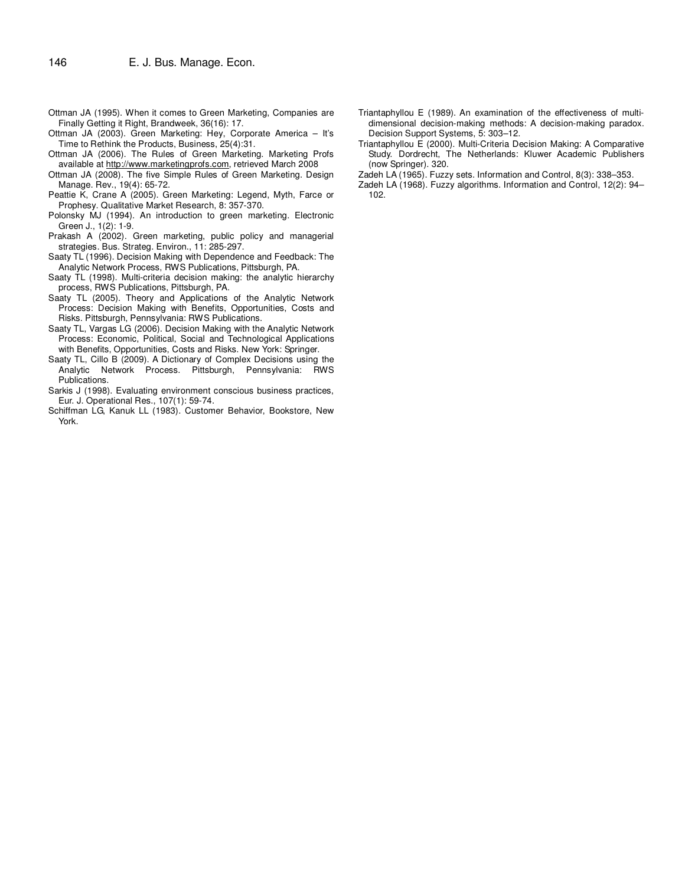Ottman JA (1995). When it comes to Green Marketing, Companies are Finally Getting it Right, Brandweek, 36(16): 17.

Ottman JA (2003). Green Marketing: Hey, Corporate America – It's Time to Rethink the Products, Business, 25(4):31.

Ottman JA (2006). The Rules of Green Marketing. Marketing Profs available at http://www.marketingprofs.com, retrieved March 2008

Ottman JA (2008). The five Simple Rules of Green Marketing. Design Manage. Rev., 19(4): 65-72.

Peattie K, Crane A (2005). Green Marketing: Legend, Myth, Farce or Prophesy. Qualitative Market Research, 8: 357-370.

Polonsky MJ (1994). An introduction to green marketing. Electronic Green J., 1(2): 1-9.

Prakash A (2002). Green marketing, public policy and managerial strategies. Bus. Strateg. Environ., 11: 285-297.

Saaty TL (1996). Decision Making with Dependence and Feedback: The Analytic Network Process, RWS Publications, Pittsburgh, PA.

Saaty TL (1998). Multi-criteria decision making: the analytic hierarchy process, RWS Publications, Pittsburgh, PA.

Saaty TL (2005). Theory and Applications of the Analytic Network Process: Decision Making with Benefits, Opportunities, Costs and Risks. Pittsburgh, Pennsylvania: RWS Publications.

Saaty TL, Vargas LG (2006). Decision Making with the Analytic Network Process: Economic, Political, Social and Technological Applications with Benefits, Opportunities, Costs and Risks. New York: Springer.

Saaty TL, Cillo B (2009). A Dictionary of Complex Decisions using the Analytic Network Process. Pittsburgh, Pennsylvania: RWS Publications.

Sarkis J (1998). Evaluating environment conscious business practices, Eur. J. Operational Res., 107(1): 59-74.

Schiffman LG, Kanuk LL (1983). Customer Behavior, Bookstore, New York.

Triantaphyllou E (1989). An examination of the effectiveness of multi-dimensional decision-making methods: A decision-making paradox. Decision Support Systems, 5: 303–12.

Triantaphyllou E (2000). Multi-Criteria Decision Making: A Comparative Study. Dordrecht, The Netherlands: Kluwer Academic Publishers (now Springer). 320.

Zadeh LA (1965). Fuzzy sets. Information and Control, 8(3): 338–353.

Zadeh LA (1968). Fuzzy algorithms. Information and Control, 12(2): 94–102.